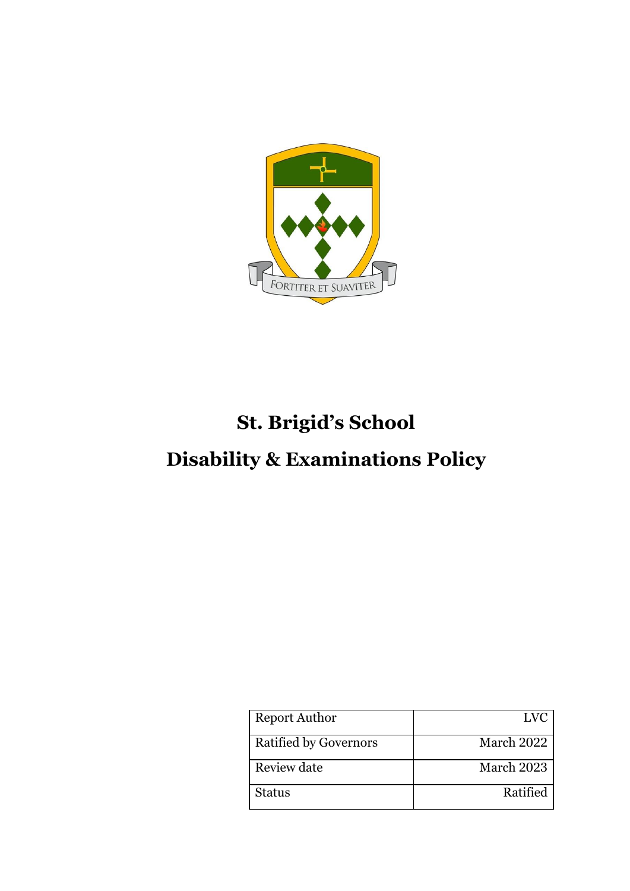# St. Brigid's School

# Disability & Examinations Policy

| Report Author | LVC |
| --- | --- |
| Ratified by Governors | March 2022 |
| Review date | March 2023 |
| Status | Ratified |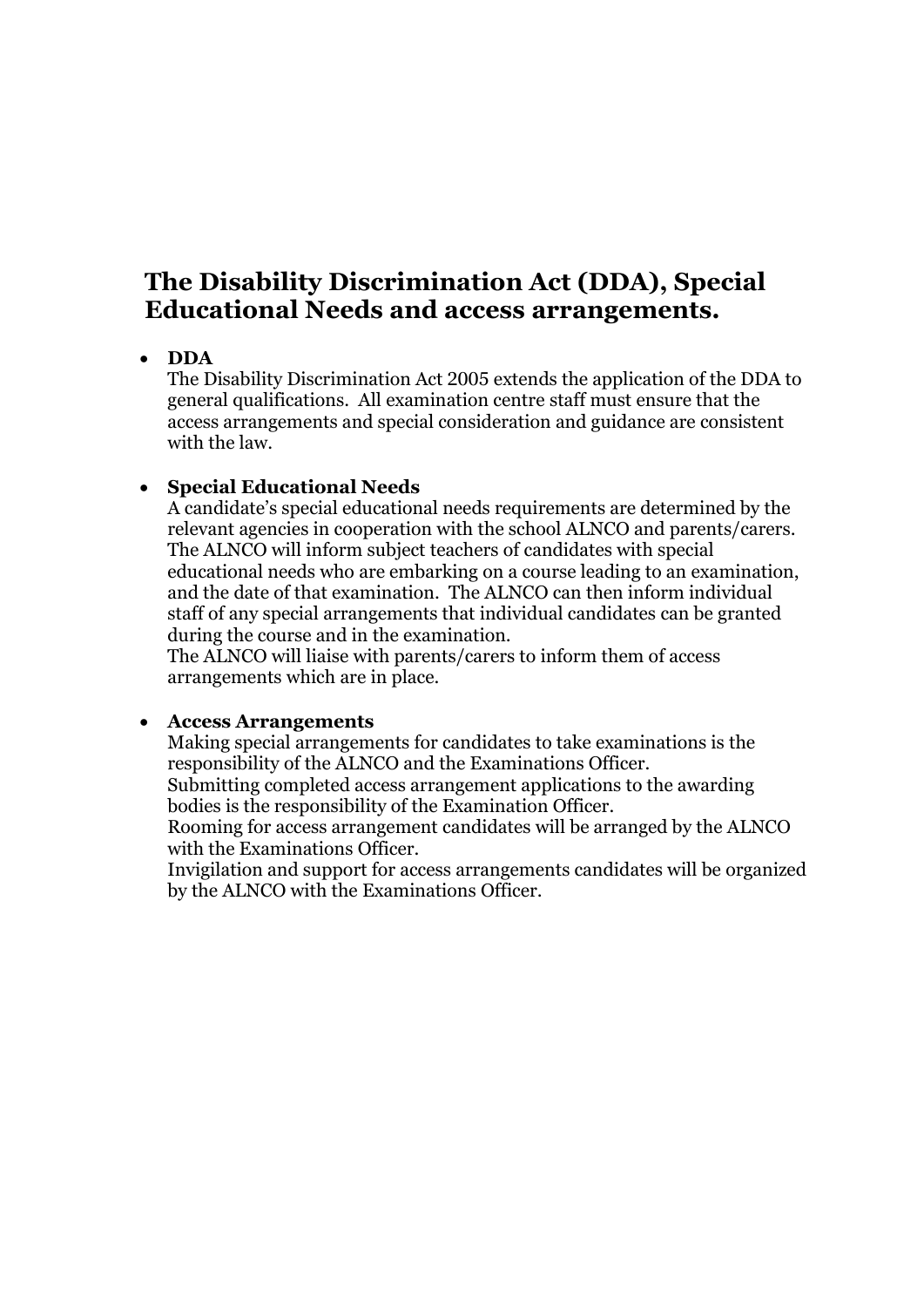## The Disability Discrimination Act (DDA), Special Educational Needs and access arrangements.

- **DDA**
  The Disability Discrimination Act 2005 extends the application of the DDA to general qualifications. All examination centre staff must ensure that the access arrangements and special consideration and guidance are consistent with the law.

- **Special Educational Needs**
  A candidate's special educational needs requirements are determined by the relevant agencies in cooperation with the school ALNCO and parents/carers. The ALNCO will inform subject teachers of candidates with special educational needs who are embarking on a course leading to an examination, and the date of that examination. The ALNCO can then inform individual staff of any special arrangements that individual candidates can be granted during the course and in the examination.
  The ALNCO will liaise with parents/carers to inform them of access arrangements which are in place.

- **Access Arrangements**
  Making special arrangements for candidates to take examinations is the responsibility of the ALNCO and the Examinations Officer.
  Submitting completed access arrangement applications to the awarding bodies is the responsibility of the Examination Officer.
  Rooming for access arrangement candidates will be arranged by the ALNCO with the Examinations Officer.
  Invigilation and support for access arrangements candidates will be organized by the ALNCO with the Examinations Officer.